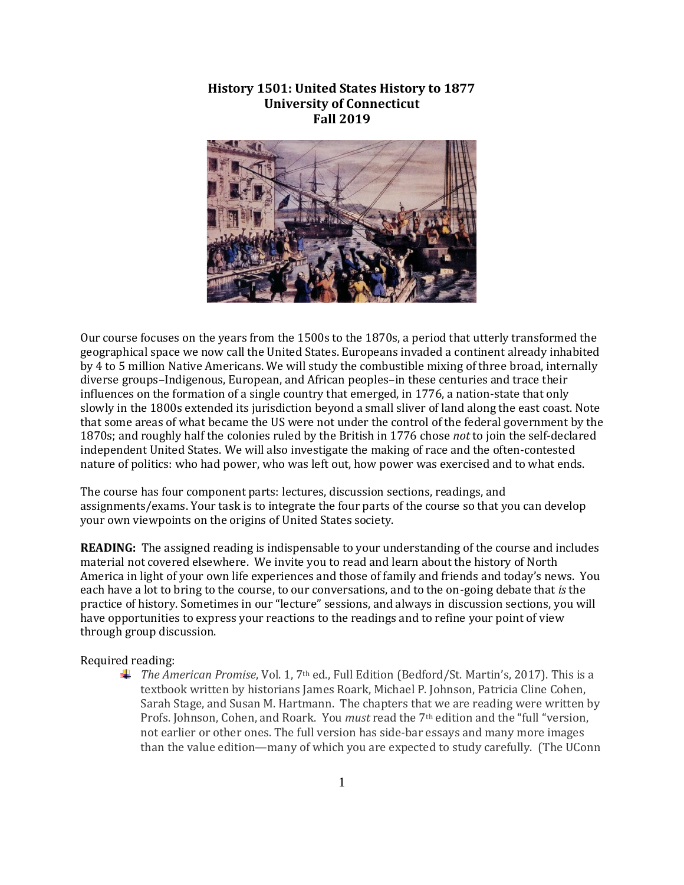**History 1501: United States History to 1877**
**University of Connecticut**
**Fall 2019**

Our course focuses on the years from the 1500s to the 1870s, a period that utterly transformed the geographical space we now call the United States. Europeans invaded a continent already inhabited by 4 to 5 million Native Americans. We will study the combustible mixing of three broad, internally diverse groups–Indigenous, European, and African peoples–in these centuries and trace their influences on the formation of a single country that emerged, in 1776, a nation-state that only slowly in the 1800s extended its jurisdiction beyond a small sliver of land along the east coast. Note that some areas of what became the US were not under the control of the federal government by the 1870s; and roughly half the colonies ruled by the British in 1776 chose *not* to join the self-declared independent United States. We will also investigate the making of race and the often-contested nature of politics: who had power, who was left out, how power was exercised and to what ends.

The course has four component parts: lectures, discussion sections, readings, and assignments/exams. Your task is to integrate the four parts of the course so that you can develop your own viewpoints on the origins of United States society.

**READING:** The assigned reading is indispensable to your understanding of the course and includes material not covered elsewhere. We invite you to read and learn about the history of North America in light of your own life experiences and those of family and friends and today's news. You each have a lot to bring to the course, to our conversations, and to the on-going debate that *is* the practice of history. Sometimes in our "lecture" sessions, and always in discussion sections, you will have opportunities to express your reactions to the readings and to refine your point of view through group discussion.

Required reading:

- *The American Promise*, Vol. 1, 7th ed., Full Edition (Bedford/St. Martin's, 2017). This is a textbook written by historians James Roark, Michael P. Johnson, Patricia Cline Cohen, Sarah Stage, and Susan M. Hartmann. The chapters that we are reading were written by Profs. Johnson, Cohen, and Roark. You *must* read the 7th edition and the "full "version, not earlier or other ones. The full version has side-bar essays and many more images than the value edition—many of which you are expected to study carefully. (The UConn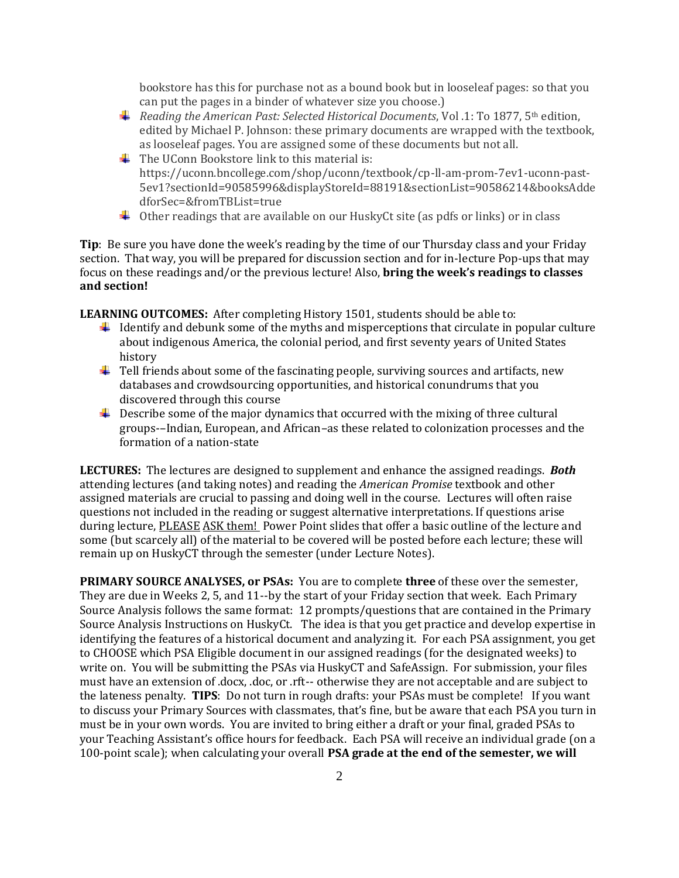bookstore has this for purchase not as a bound book but in looseleaf pages: so that you can put the pages in a binder of whatever size you choose.)

- *Reading the American Past: Selected Historical Documents*, Vol .1: To 1877, 5th edition, edited by Michael P. Johnson: these primary documents are wrapped with the textbook, as looseleaf pages. You are assigned some of these documents but not all.
- The UConn Bookstore link to this material is: https://uconn.bncollege.com/shop/uconn/textbook/cp-ll-am-prom-7ev1-uconn-past-5ev1?sectionId=90585996&displayStoreId=88191&sectionList=90586214&booksAddedforSec=&fromTBList=true
- Other readings that are available on our HuskyCt site (as pdfs or links) or in class

**Tip**: Be sure you have done the week's reading by the time of our Thursday class and your Friday section. That way, you will be prepared for discussion section and for in-lecture Pop-ups that may focus on these readings and/or the previous lecture! Also, **bring the week's readings to classes and section!**

**LEARNING OUTCOMES:** After completing History 1501, students should be able to:

- Identify and debunk some of the myths and misperceptions that circulate in popular culture about indigenous America, the colonial period, and first seventy years of United States history
- Tell friends about some of the fascinating people, surviving sources and artifacts, new databases and crowdsourcing opportunities, and historical conundrums that you discovered through this course
- Describe some of the major dynamics that occurred with the mixing of three cultural groups-–Indian, European, and African–as these related to colonization processes and the formation of a nation-state

**LECTURES:** The lectures are designed to supplement and enhance the assigned readings. ***Both*** attending lectures (and taking notes) and reading the *American Promise* textbook and other assigned materials are crucial to passing and doing well in the course. Lectures will often raise questions not included in the reading or suggest alternative interpretations. If questions arise during lecture, PLEASE ASK them! Power Point slides that offer a basic outline of the lecture and some (but scarcely all) of the material to be covered will be posted before each lecture; these will remain up on HuskyCT through the semester (under Lecture Notes).

**PRIMARY SOURCE ANALYSES, or PSAs:** You are to complete **three** of these over the semester, They are due in Weeks 2, 5, and 11--by the start of your Friday section that week. Each Primary Source Analysis follows the same format: 12 prompts/questions that are contained in the Primary Source Analysis Instructions on HuskyCt. The idea is that you get practice and develop expertise in identifying the features of a historical document and analyzing it. For each PSA assignment, you get to CHOOSE which PSA Eligible document in our assigned readings (for the designated weeks) to write on. You will be submitting the PSAs via HuskyCT and SafeAssign. For submission, your files must have an extension of .docx, .doc, or .rft-- otherwise they are not acceptable and are subject to the lateness penalty. **TIPS**: Do not turn in rough drafts: your PSAs must be complete! If you want to discuss your Primary Sources with classmates, that's fine, but be aware that each PSA you turn in must be in your own words. You are invited to bring either a draft or your final, graded PSAs to your Teaching Assistant's office hours for feedback. Each PSA will receive an individual grade (on a 100-point scale); when calculating your overall **PSA grade at the end of the semester, we will**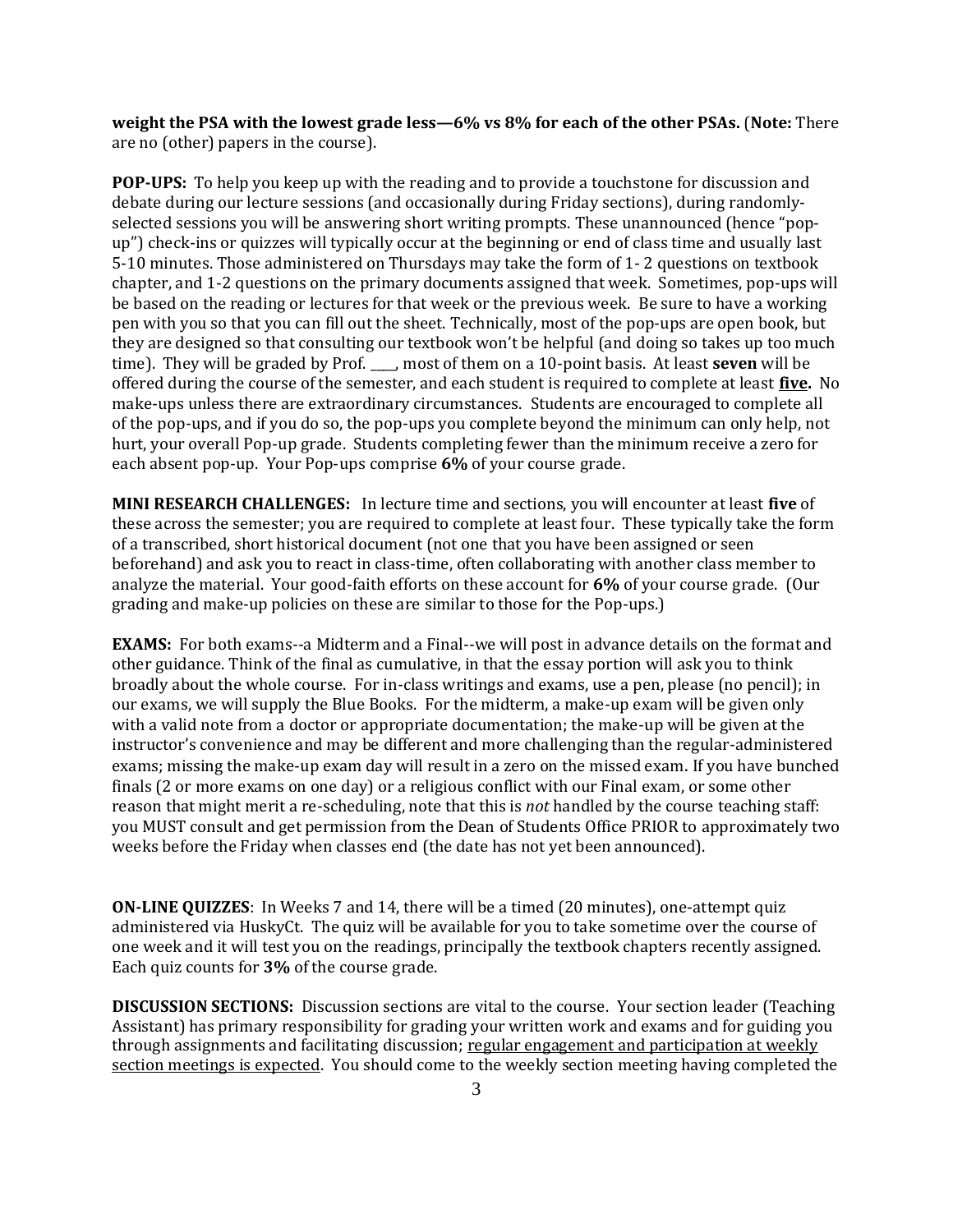**weight the PSA with the lowest grade less—6% vs 8% for each of the other PSAs.** (**Note:** There are no (other) papers in the course).

**POP-UPS:** To help you keep up with the reading and to provide a touchstone for discussion and debate during our lecture sessions (and occasionally during Friday sections), during randomly-selected sessions you will be answering short writing prompts. These unannounced (hence "pop-up") check-ins or quizzes will typically occur at the beginning or end of class time and usually last 5-10 minutes. Those administered on Thursdays may take the form of 1- 2 questions on textbook chapter, and 1-2 questions on the primary documents assigned that week. Sometimes, pop-ups will be based on the reading or lectures for that week or the previous week. Be sure to have a working pen with you so that you can fill out the sheet. Technically, most of the pop-ups are open book, but they are designed so that consulting our textbook won't be helpful (and doing so takes up too much time). They will be graded by Prof. ____, most of them on a 10-point basis. At least **seven** will be offered during the course of the semester, and each student is required to complete at least **<u>five.</u>** No make-ups unless there are extraordinary circumstances. Students are encouraged to complete all of the pop-ups, and if you do so, the pop-ups you complete beyond the minimum can only help, not hurt, your overall Pop-up grade. Students completing fewer than the minimum receive a zero for each absent pop-up. Your Pop-ups comprise **6%** of your course grade.

**MINI RESEARCH CHALLENGES:** In lecture time and sections, you will encounter at least **five** of these across the semester; you are required to complete at least four. These typically take the form of a transcribed, short historical document (not one that you have been assigned or seen beforehand) and ask you to react in class-time, often collaborating with another class member to analyze the material. Your good-faith efforts on these account for **6%** of your course grade. (Our grading and make-up policies on these are similar to those for the Pop-ups.)

**EXAMS:** For both exams--a Midterm and a Final--we will post in advance details on the format and other guidance. Think of the final as cumulative, in that the essay portion will ask you to think broadly about the whole course. For in-class writings and exams, use a pen, please (no pencil); in our exams, we will supply the Blue Books. For the midterm, a make-up exam will be given only with a valid note from a doctor or appropriate documentation; the make-up will be given at the instructor's convenience and may be different and more challenging than the regular-administered exams; missing the make-up exam day will result in a zero on the missed exam. If you have bunched finals (2 or more exams on one day) or a religious conflict with our Final exam, or some other reason that might merit a re-scheduling, note that this is *not* handled by the course teaching staff: you MUST consult and get permission from the Dean of Students Office PRIOR to approximately two weeks before the Friday when classes end (the date has not yet been announced).

**ON-LINE QUIZZES**: In Weeks 7 and 14, there will be a timed (20 minutes), one-attempt quiz administered via HuskyCt. The quiz will be available for you to take sometime over the course of one week and it will test you on the readings, principally the textbook chapters recently assigned. Each quiz counts for **3%** of the course grade.

**DISCUSSION SECTIONS:** Discussion sections are vital to the course. Your section leader (Teaching Assistant) has primary responsibility for grading your written work and exams and for guiding you through assignments and facilitating discussion; <u>regular engagement and participation at weekly section meetings is expected</u>. You should come to the weekly section meeting having completed the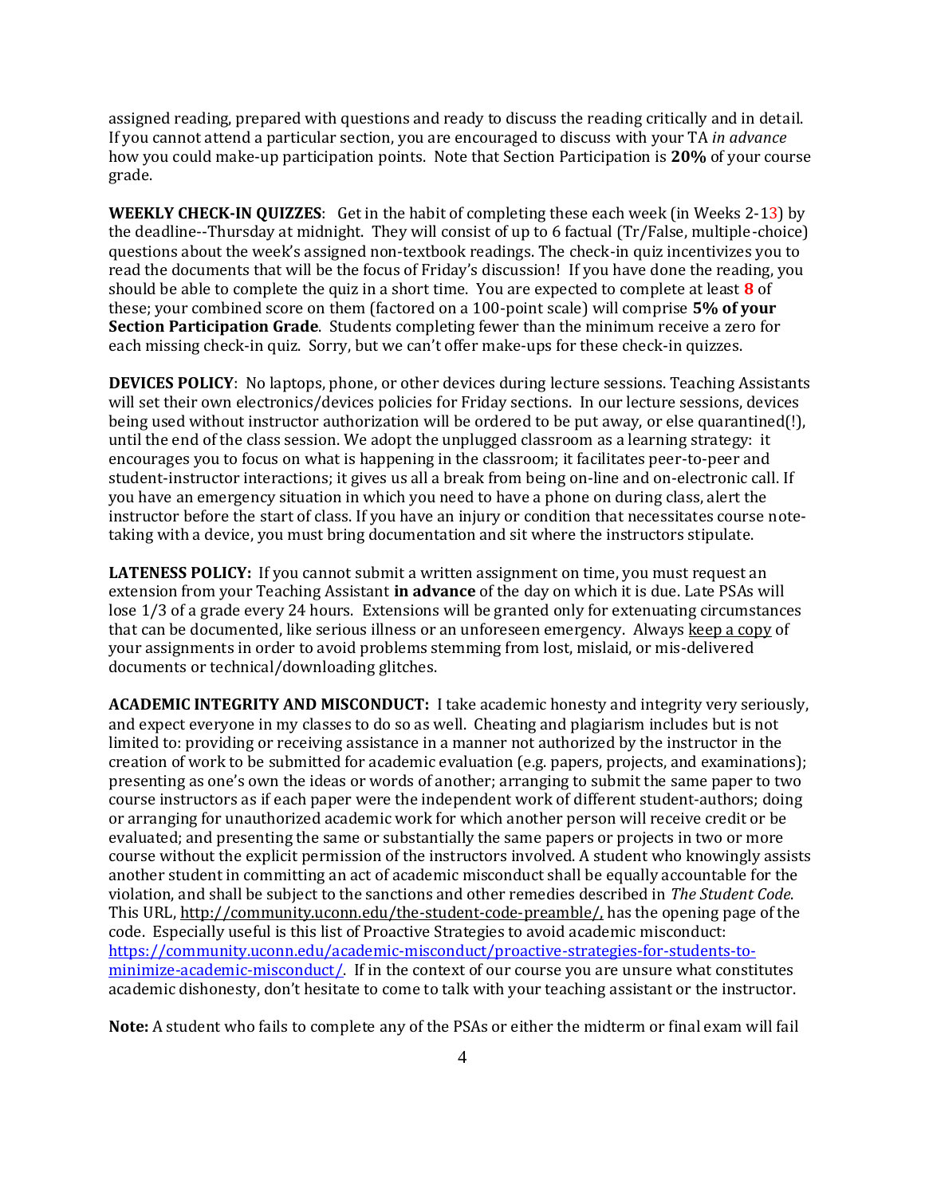assigned reading, prepared with questions and ready to discuss the reading critically and in detail. If you cannot attend a particular section, you are encouraged to discuss with your TA *in advance* how you could make-up participation points. Note that Section Participation is **20%** of your course grade.

**WEEKLY CHECK-IN QUIZZES**: Get in the habit of completing these each week (in Weeks 2-13) by the deadline--Thursday at midnight. They will consist of up to 6 factual (Tr/False, multiple-choice) questions about the week's assigned non-textbook readings. The check-in quiz incentivizes you to read the documents that will be the focus of Friday's discussion! If you have done the reading, you should be able to complete the quiz in a short time. You are expected to complete at least **8** of these; your combined score on them (factored on a 100-point scale) will comprise **5% of your Section Participation Grade**. Students completing fewer than the minimum receive a zero for each missing check-in quiz. Sorry, but we can't offer make-ups for these check-in quizzes.

**DEVICES POLICY**: No laptops, phone, or other devices during lecture sessions. Teaching Assistants will set their own electronics/devices policies for Friday sections. In our lecture sessions, devices being used without instructor authorization will be ordered to be put away, or else quarantined(!), until the end of the class session. We adopt the unplugged classroom as a learning strategy: it encourages you to focus on what is happening in the classroom; it facilitates peer-to-peer and student-instructor interactions; it gives us all a break from being on-line and on-electronic call. If you have an emergency situation in which you need to have a phone on during class, alert the instructor before the start of class. If you have an injury or condition that necessitates course note-taking with a device, you must bring documentation and sit where the instructors stipulate.

**LATENESS POLICY:** If you cannot submit a written assignment on time, you must request an extension from your Teaching Assistant **in advance** of the day on which it is due. Late PSAs will lose 1/3 of a grade every 24 hours. Extensions will be granted only for extenuating circumstances that can be documented, like serious illness or an unforeseen emergency. Always keep a copy of your assignments in order to avoid problems stemming from lost, mislaid, or mis-delivered documents or technical/downloading glitches.

**ACADEMIC INTEGRITY AND MISCONDUCT:** I take academic honesty and integrity very seriously, and expect everyone in my classes to do so as well. Cheating and plagiarism includes but is not limited to: providing or receiving assistance in a manner not authorized by the instructor in the creation of work to be submitted for academic evaluation (e.g. papers, projects, and examinations); presenting as one's own the ideas or words of another; arranging to submit the same paper to two course instructors as if each paper were the independent work of different student-authors; doing or arranging for unauthorized academic work for which another person will receive credit or be evaluated; and presenting the same or substantially the same papers or projects in two or more course without the explicit permission of the instructors involved. A student who knowingly assists another student in committing an act of academic misconduct shall be equally accountable for the violation, and shall be subject to the sanctions and other remedies described in *The Student Code*. This URL, http://community.uconn.edu/the-student-code-preamble/, has the opening page of the code. Especially useful is this list of Proactive Strategies to avoid academic misconduct: https://community.uconn.edu/academic-misconduct/proactive-strategies-for-students-to-minimize-academic-misconduct/. If in the context of our course you are unsure what constitutes academic dishonesty, don't hesitate to come to talk with your teaching assistant or the instructor.

**Note:** A student who fails to complete any of the PSAs or either the midterm or final exam will fail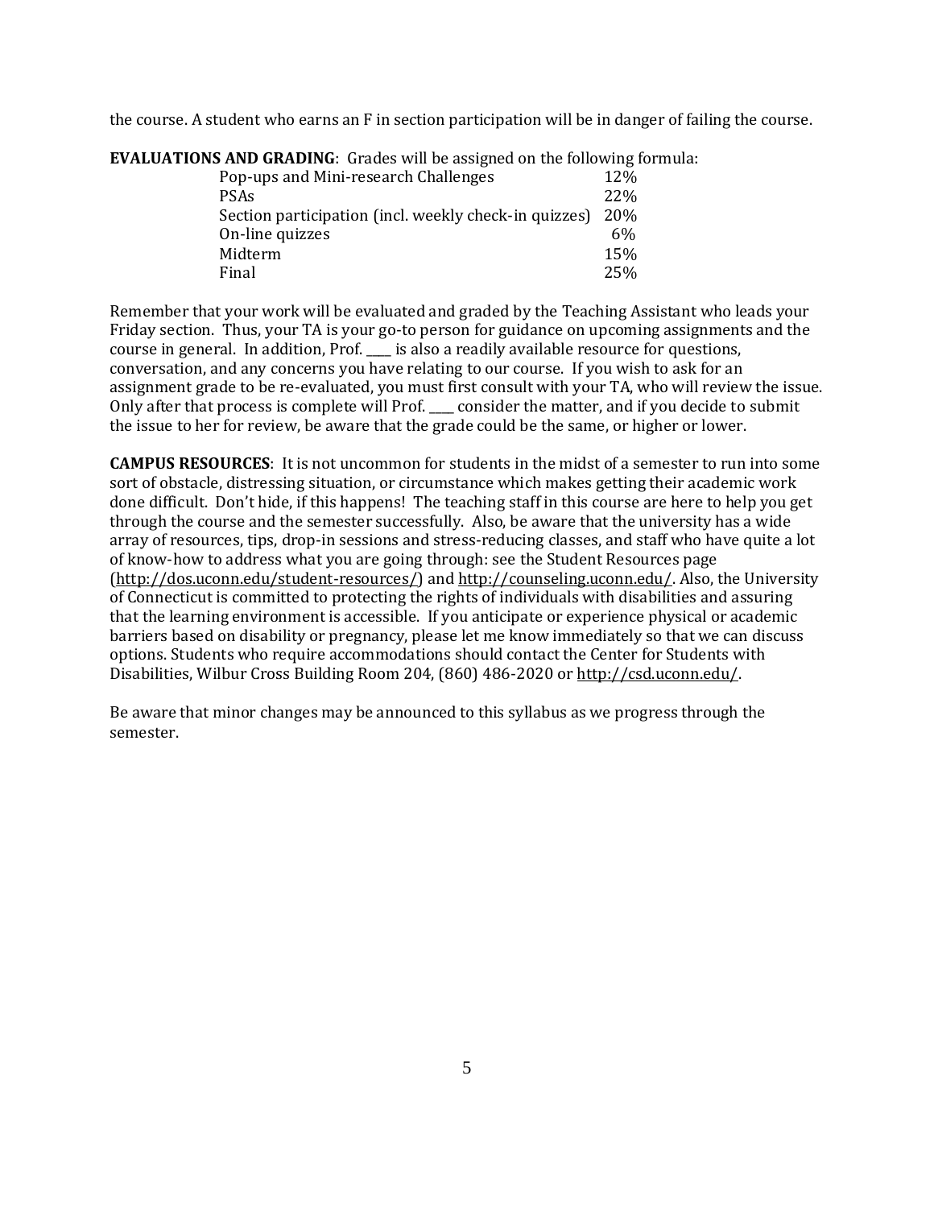the course. A student who earns an F in section participation will be in danger of failing the course.

**EVALUATIONS AND GRADING**: Grades will be assigned on the following formula:

| Component | Weight |
|---|---|
| Pop-ups and Mini-research Challenges | 12% |
| PSAs | 22% |
| Section participation (incl. weekly check-in quizzes) | 20% |
| On-line quizzes | 6% |
| Midterm | 15% |
| Final | 25% |

Remember that your work will be evaluated and graded by the Teaching Assistant who leads your Friday section. Thus, your TA is your go-to person for guidance on upcoming assignments and the course in general. In addition, Prof. ____ is also a readily available resource for questions, conversation, and any concerns you have relating to our course. If you wish to ask for an assignment grade to be re-evaluated, you must first consult with your TA, who will review the issue. Only after that process is complete will Prof. ____ consider the matter, and if you decide to submit the issue to her for review, be aware that the grade could be the same, or higher or lower.

**CAMPUS RESOURCES**: It is not uncommon for students in the midst of a semester to run into some sort of obstacle, distressing situation, or circumstance which makes getting their academic work done difficult. Don't hide, if this happens! The teaching staff in this course are here to help you get through the course and the semester successfully. Also, be aware that the university has a wide array of resources, tips, drop-in sessions and stress-reducing classes, and staff who have quite a lot of know-how to address what you are going through: see the Student Resources page (http://dos.uconn.edu/student-resources/) and http://counseling.uconn.edu/. Also, the University of Connecticut is committed to protecting the rights of individuals with disabilities and assuring that the learning environment is accessible. If you anticipate or experience physical or academic barriers based on disability or pregnancy, please let me know immediately so that we can discuss options. Students who require accommodations should contact the Center for Students with Disabilities, Wilbur Cross Building Room 204, (860) 486-2020 or http://csd.uconn.edu/.

Be aware that minor changes may be announced to this syllabus as we progress through the semester.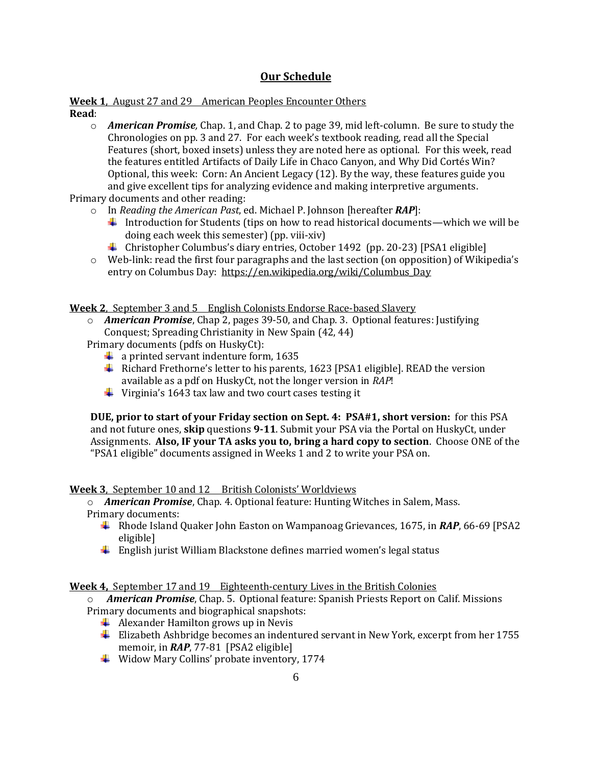## Our Schedule

**Week 1**, August 27 and 29 American Peoples Encounter Others

**Read**:

- ***American Promise,*** Chap. 1, and Chap. 2 to page 39, mid left-column. Be sure to study the Chronologies on pp. 3 and 27. For each week's textbook reading, read all the Special Features (short, boxed insets) unless they are noted here as optional. For this week, read the features entitled Artifacts of Daily Life in Chaco Canyon, and Why Did Cortés Win? Optional, this week: Corn: An Ancient Legacy (12). By the way, these features guide you and give excellent tips for analyzing evidence and making interpretive arguments.

Primary documents and other reading:

- In *Reading the American Past*, ed. Michael P. Johnson [hereafter ***RAP***]:
  - Introduction for Students (tips on how to read historical documents—which we will be doing each week this semester) (pp. viii-xiv)
  - Christopher Columbus's diary entries, October 1492 (pp. 20-23) [PSA1 eligible]
- Web-link: read the first four paragraphs and the last section (on opposition) of Wikipedia's entry on Columbus Day: https://en.wikipedia.org/wiki/Columbus_Day

**Week 2**, September 3 and 5 English Colonists Endorse Race-based Slavery

- ***American Promise***, Chap 2, pages 39-50, and Chap. 3. Optional features: Justifying Conquest; Spreading Christianity in New Spain (42, 44)

Primary documents (pdfs on HuskyCt):

- a printed servant indenture form, 1635
- Richard Frethorne's letter to his parents, 1623 [PSA1 eligible]. READ the version available as a pdf on HuskyCt, not the longer version in *RAP*!
- Virginia's 1643 tax law and two court cases testing it

**DUE, prior to start of your Friday section on Sept. 4: PSA#1, short version:** for this PSA and not future ones, **skip** questions **9-11**. Submit your PSA via the Portal on HuskyCt, under Assignments. **Also, IF your TA asks you to, bring a hard copy to section**. Choose ONE of the "PSA1 eligible" documents assigned in Weeks 1 and 2 to write your PSA on.

**Week 3**, September 10 and 12 British Colonists' Worldviews

- ***American Promise***, Chap. 4. Optional feature: Hunting Witches in Salem, Mass.

Primary documents:

- Rhode Island Quaker John Easton on Wampanoag Grievances, 1675, in ***RAP***, 66-69 [PSA2 eligible]
- English jurist William Blackstone defines married women's legal status

**Week 4,** September 17 and 19 Eighteenth-century Lives in the British Colonies

- ***American Promise***, Chap. 5. Optional feature: Spanish Priests Report on Calif. Missions

Primary documents and biographical snapshots:

- Alexander Hamilton grows up in Nevis
- Elizabeth Ashbridge becomes an indentured servant in New York, excerpt from her 1755 memoir, in ***RAP***, 77-81 [PSA2 eligible]
- Widow Mary Collins' probate inventory, 1774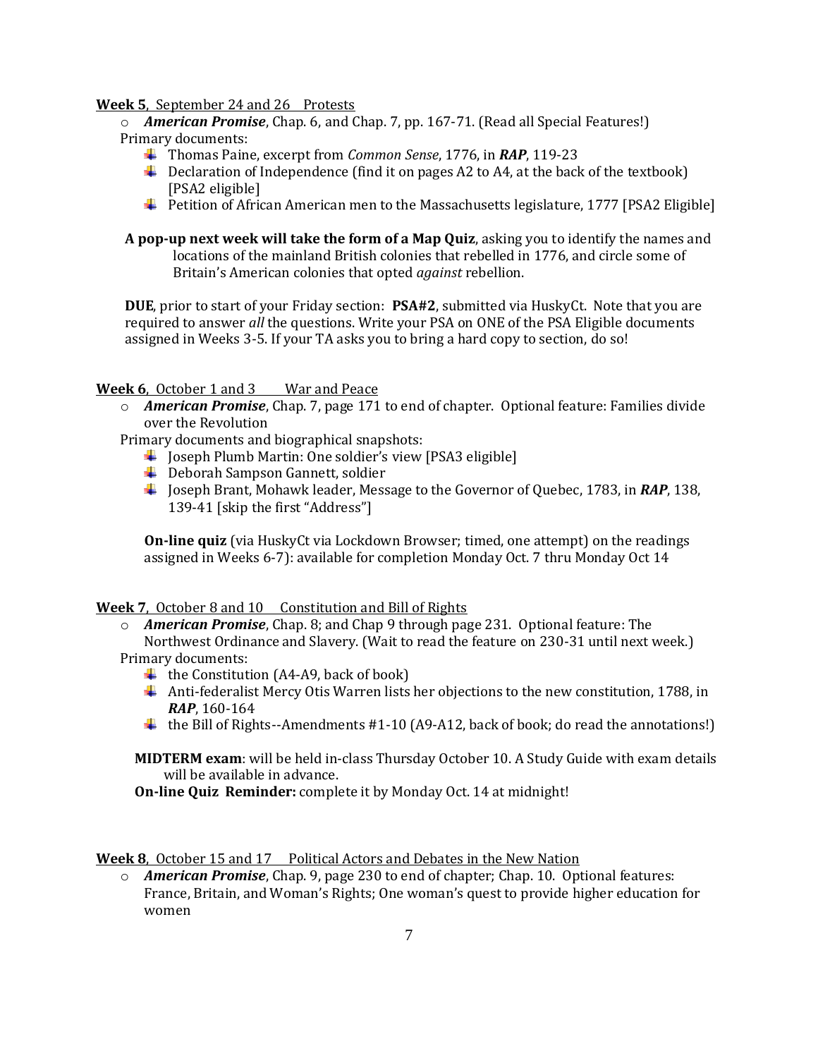**Week 5**, September 24 and 26 Protests

- *American Promise*, Chap. 6, and Chap. 7, pp. 167-71. (Read all Special Features!)

Primary documents:

- Thomas Paine, excerpt from *Common Sense*, 1776, in ***RAP***, 119-23
- Declaration of Independence (find it on pages A2 to A4, at the back of the textbook) [PSA2 eligible]
- Petition of African American men to the Massachusetts legislature, 1777 [PSA2 Eligible]

**A pop-up next week will take the form of a Map Quiz**, asking you to identify the names and locations of the mainland British colonies that rebelled in 1776, and circle some of Britain's American colonies that opted *against* rebellion.

**DUE**, prior to start of your Friday section: **PSA#2**, submitted via HuskyCt. Note that you are required to answer *all* the questions. Write your PSA on ONE of the PSA Eligible documents assigned in Weeks 3-5. If your TA asks you to bring a hard copy to section, do so!

**Week 6**, October 1 and 3 War and Peace

- *American Promise*, Chap. 7, page 171 to end of chapter. Optional feature: Families divide over the Revolution

Primary documents and biographical snapshots:

- Joseph Plumb Martin: One soldier's view [PSA3 eligible]
- Deborah Sampson Gannett, soldier
- Joseph Brant, Mohawk leader, Message to the Governor of Quebec, 1783, in ***RAP***, 138, 139-41 [skip the first "Address"]

**On-line quiz** (via HuskyCt via Lockdown Browser; timed, one attempt) on the readings assigned in Weeks 6-7): available for completion Monday Oct. 7 thru Monday Oct 14

**Week 7**, October 8 and 10 Constitution and Bill of Rights

- *American Promise*, Chap. 8; and Chap 9 through page 231. Optional feature: The Northwest Ordinance and Slavery. (Wait to read the feature on 230-31 until next week.)

Primary documents:

- the Constitution (A4-A9, back of book)
- Anti-federalist Mercy Otis Warren lists her objections to the new constitution, 1788, in ***RAP***, 160-164
- the Bill of Rights--Amendments #1-10 (A9-A12, back of book; do read the annotations!)

**MIDTERM exam**: will be held in-class Thursday October 10. A Study Guide with exam details will be available in advance.

**On-line Quiz Reminder:** complete it by Monday Oct. 14 at midnight!

**Week 8**, October 15 and 17 Political Actors and Debates in the New Nation

- *American Promise*, Chap. 9, page 230 to end of chapter; Chap. 10. Optional features: France, Britain, and Woman's Rights; One woman's quest to provide higher education for women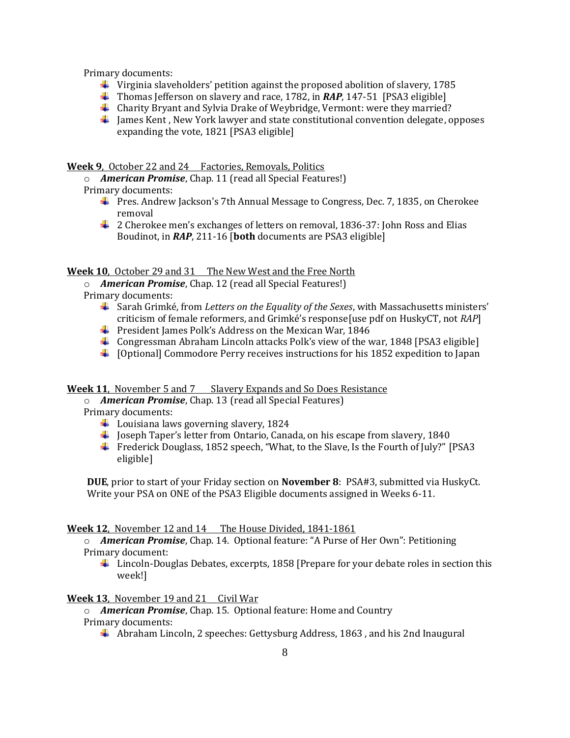Primary documents:

- Virginia slaveholders' petition against the proposed abolition of slavery, 1785
- Thomas Jefferson on slavery and race, 1782, in ***RAP***, 147-51 [PSA3 eligible]
- Charity Bryant and Sylvia Drake of Weybridge, Vermont: were they married?
- James Kent , New York lawyer and state constitutional convention delegate, opposes expanding the vote, 1821 [PSA3 eligible]

**Week 9**, October 22 and 24 Factories, Removals, Politics

- ***American Promise***, Chap. 11 (read all Special Features!)

Primary documents:

- Pres. Andrew Jackson's 7th Annual Message to Congress, Dec. 7, 1835, on Cherokee removal
- 2 Cherokee men's exchanges of letters on removal, 1836-37: John Ross and Elias Boudinot, in ***RAP***, 211-16 [**both** documents are PSA3 eligible]

**Week 10**, October 29 and 31 The New West and the Free North

- ***American Promise***, Chap. 12 (read all Special Features!)

Primary documents:

- Sarah Grimké, from *Letters on the Equality of the Sexes*, with Massachusetts ministers' criticism of female reformers, and Grimké's response[use pdf on HuskyCT, not *RAP*]
- President James Polk's Address on the Mexican War, 1846
- Congressman Abraham Lincoln attacks Polk's view of the war, 1848 [PSA3 eligible]
- [Optional] Commodore Perry receives instructions for his 1852 expedition to Japan

**Week 11**, November 5 and 7 Slavery Expands and So Does Resistance

- ***American Promise***, Chap. 13 (read all Special Features)

Primary documents:

- Louisiana laws governing slavery, 1824
- Joseph Taper's letter from Ontario, Canada, on his escape from slavery, 1840
- Frederick Douglass, 1852 speech, "What, to the Slave, Is the Fourth of July?" [PSA3 eligible]

**DUE**, prior to start of your Friday section on **November 8**: PSA#3, submitted via HuskyCt. Write your PSA on ONE of the PSA3 Eligible documents assigned in Weeks 6-11.

**Week 12**, November 12 and 14 The House Divided, 1841-1861

- ***American Promise***, Chap. 14. Optional feature: "A Purse of Her Own": Petitioning

Primary document:

- Lincoln-Douglas Debates, excerpts, 1858 [Prepare for your debate roles in section this week!]

**Week 13**, November 19 and 21 Civil War

- ***American Promise***, Chap. 15. Optional feature: Home and Country

Primary documents:

- Abraham Lincoln, 2 speeches: Gettysburg Address, 1863 , and his 2nd Inaugural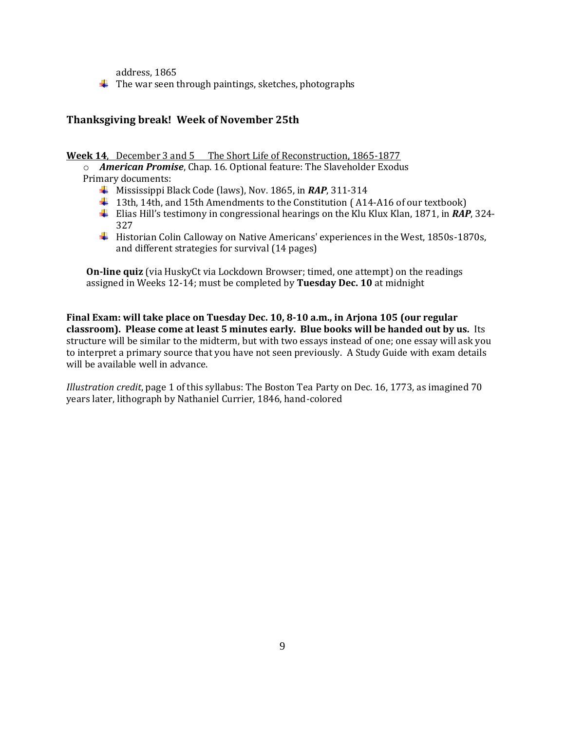address, 1865
- The war seen through paintings, sketches, photographs

### Thanksgiving break! Week of November 25th

**Week 14**, December 3 and 5 The Short Life of Reconstruction, 1865-1877

- ***American Promise***, Chap. 16. Optional feature: The Slaveholder Exodus

Primary documents:

- Mississippi Black Code (laws), Nov. 1865, in ***RAP***, 311-314
- 13th, 14th, and 15th Amendments to the Constitution ( A14-A16 of our textbook)
- Elias Hill's testimony in congressional hearings on the Klu Klux Klan, 1871, in ***RAP***, 324-327
- Historian Colin Calloway on Native Americans' experiences in the West, 1850s-1870s, and different strategies for survival (14 pages)

**On-line quiz** (via HuskyCt via Lockdown Browser; timed, one attempt) on the readings assigned in Weeks 12-14; must be completed by **Tuesday Dec. 10** at midnight

**Final Exam: will take place on Tuesday Dec. 10, 8-10 a.m., in Arjona 105 (our regular classroom). Please come at least 5 minutes early. Blue books will be handed out by us.** Its structure will be similar to the midterm, but with two essays instead of one; one essay will ask you to interpret a primary source that you have not seen previously. A Study Guide with exam details will be available well in advance.

*Illustration credit*, page 1 of this syllabus: The Boston Tea Party on Dec. 16, 1773, as imagined 70 years later, lithograph by Nathaniel Currier, 1846, hand-colored